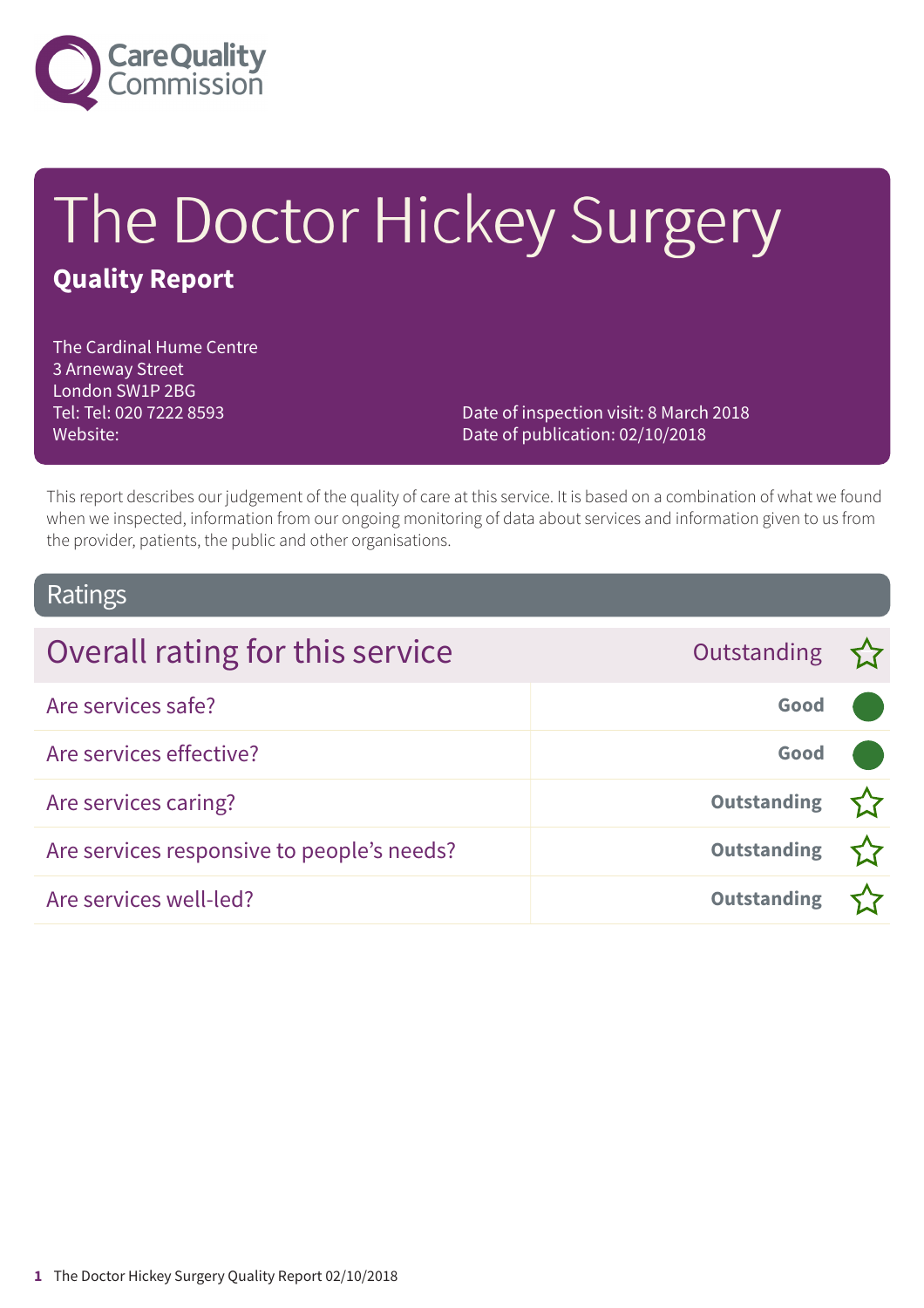# The Doctor Hickey Surgery

## Quality Report

The Cardinal Hume Centre
3 Arneway Street
London SW1P 2BG
Tel: Tel: 020 7222 8593
Website:

Date of inspection visit: 8 March 2018
Date of publication: 02/10/2018

This report describes our judgement of the quality of care at this service. It is based on a combination of what we found when we inspected, information from our ongoing monitoring of data about services and information given to us from the provider, patients, the public and other organisations.

## Ratings

| Overall rating for this service | Outstanding ☆ |
|---|---|
| Are services safe? | Good |
| Are services effective? | Good |
| Are services caring? | Outstanding ☆ |
| Are services responsive to people's needs? | Outstanding ☆ |
| Are services well-led? | Outstanding ☆ |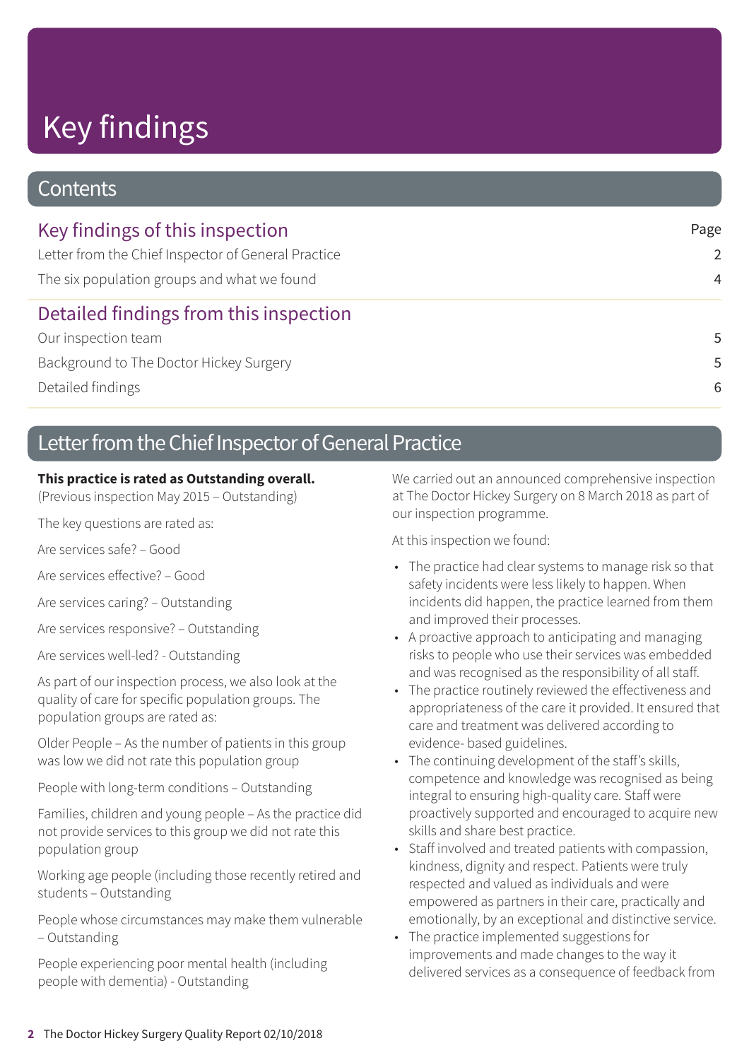# Key findings

## Contents

| Key findings of this inspection | Page |
| --- | --- |
| Letter from the Chief Inspector of General Practice | 2 |
| The six population groups and what we found | 4 |
| **Detailed findings from this inspection** | |
| Our inspection team | 5 |
| Background to The Doctor Hickey Surgery | 5 |
| Detailed findings | 6 |

## Letter from the Chief Inspector of General Practice

**This practice is rated as Outstanding overall.**
(Previous inspection May 2015 – Outstanding)

The key questions are rated as:

Are services safe? – Good

Are services effective? – Good

Are services caring? – Outstanding

Are services responsive? – Outstanding

Are services well-led? - Outstanding

As part of our inspection process, we also look at the quality of care for specific population groups. The population groups are rated as:

Older People – As the number of patients in this group was low we did not rate this population group

People with long-term conditions – Outstanding

Families, children and young people – As the practice did not provide services to this group we did not rate this population group

Working age people (including those recently retired and students – Outstanding

People whose circumstances may make them vulnerable – Outstanding

People experiencing poor mental health (including people with dementia) - Outstanding

We carried out an announced comprehensive inspection at The Doctor Hickey Surgery on 8 March 2018 as part of our inspection programme.

At this inspection we found:

- The practice had clear systems to manage risk so that safety incidents were less likely to happen. When incidents did happen, the practice learned from them and improved their processes.
- A proactive approach to anticipating and managing risks to people who use their services was embedded and was recognised as the responsibility of all staff.
- The practice routinely reviewed the effectiveness and appropriateness of the care it provided. It ensured that care and treatment was delivered according to evidence- based guidelines.
- The continuing development of the staff's skills, competence and knowledge was recognised as being integral to ensuring high-quality care. Staff were proactively supported and encouraged to acquire new skills and share best practice.
- Staff involved and treated patients with compassion, kindness, dignity and respect. Patients were truly respected and valued as individuals and were empowered as partners in their care, practically and emotionally, by an exceptional and distinctive service.
- The practice implemented suggestions for improvements and made changes to the way it delivered services as a consequence of feedback from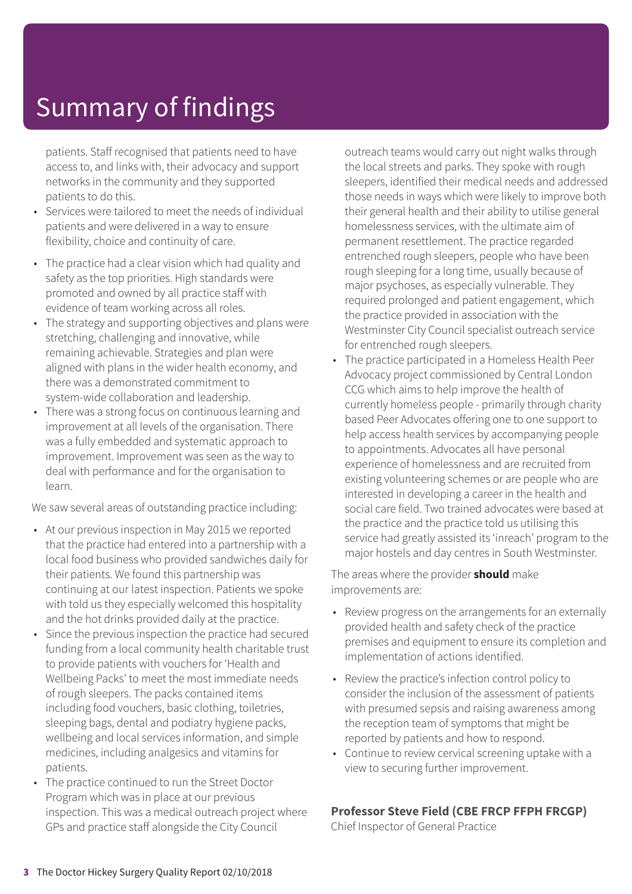# Summary of findings

patients. Staff recognised that patients need to have access to, and links with, their advocacy and support networks in the community and they supported patients to do this.

- Services were tailored to meet the needs of individual patients and were delivered in a way to ensure flexibility, choice and continuity of care.
- The practice had a clear vision which had quality and safety as the top priorities. High standards were promoted and owned by all practice staff with evidence of team working across all roles.
- The strategy and supporting objectives and plans were stretching, challenging and innovative, while remaining achievable. Strategies and plan were aligned with plans in the wider health economy, and there was a demonstrated commitment to system-wide collaboration and leadership.
- There was a strong focus on continuous learning and improvement at all levels of the organisation. There was a fully embedded and systematic approach to improvement. Improvement was seen as the way to deal with performance and for the organisation to learn.

We saw several areas of outstanding practice including:

- At our previous inspection in May 2015 we reported that the practice had entered into a partnership with a local food business who provided sandwiches daily for their patients. We found this partnership was continuing at our latest inspection. Patients we spoke with told us they especially welcomed this hospitality and the hot drinks provided daily at the practice.
- Since the previous inspection the practice had secured funding from a local community health charitable trust to provide patients with vouchers for 'Health and Wellbeing Packs' to meet the most immediate needs of rough sleepers. The packs contained items including food vouchers, basic clothing, toiletries, sleeping bags, dental and podiatry hygiene packs, wellbeing and local services information, and simple medicines, including analgesics and vitamins for patients.
- The practice continued to run the Street Doctor Program which was in place at our previous inspection. This was a medical outreach project where GPs and practice staff alongside the City Council outreach teams would carry out night walks through the local streets and parks. They spoke with rough sleepers, identified their medical needs and addressed those needs in ways which were likely to improve both their general health and their ability to utilise general homelessness services, with the ultimate aim of permanent resettlement. The practice regarded entrenched rough sleepers, people who have been rough sleeping for a long time, usually because of major psychoses, as especially vulnerable. They required prolonged and patient engagement, which the practice provided in association with the Westminster City Council specialist outreach service for entrenched rough sleepers.
- The practice participated in a Homeless Health Peer Advocacy project commissioned by Central London CCG which aims to help improve the health of currently homeless people - primarily through charity based Peer Advocates offering one to one support to help access health services by accompanying people to appointments. Advocates all have personal experience of homelessness and are recruited from existing volunteering schemes or are people who are interested in developing a career in the health and social care field. Two trained advocates were based at the practice and the practice told us utilising this service had greatly assisted its 'inreach' program to the major hostels and day centres in South Westminster.

The areas where the provider **should** make improvements are:

- Review progress on the arrangements for an externally provided health and safety check of the practice premises and equipment to ensure its completion and implementation of actions identified.
- Review the practice's infection control policy to consider the inclusion of the assessment of patients with presumed sepsis and raising awareness among the reception team of symptoms that might be reported by patients and how to respond.
- Continue to review cervical screening uptake with a view to securing further improvement.

**Professor Steve Field (CBE FRCP FFPH FRCGP)**
Chief Inspector of General Practice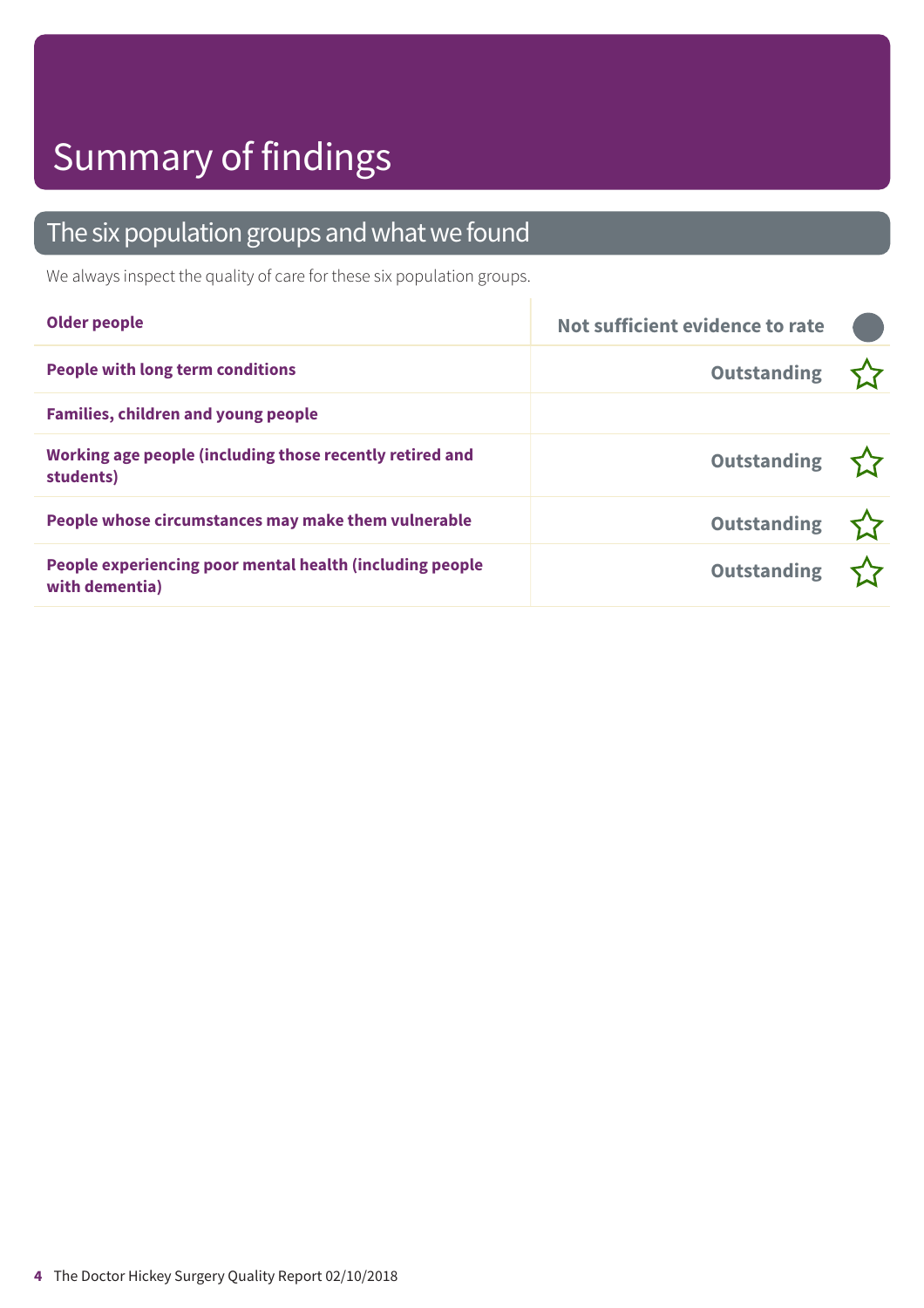# Summary of findings

## The six population groups and what we found

We always inspect the quality of care for these six population groups.

| Population group | Rating |
| --- | --- |
| **Older people** | Not sufficient evidence to rate |
| **People with long term conditions** | Outstanding ☆ |
| **Families, children and young people** | |
| **Working age people (including those recently retired and students)** | Outstanding ☆ |
| **People whose circumstances may make them vulnerable** | Outstanding ☆ |
| **People experiencing poor mental health (including people with dementia)** | Outstanding ☆ |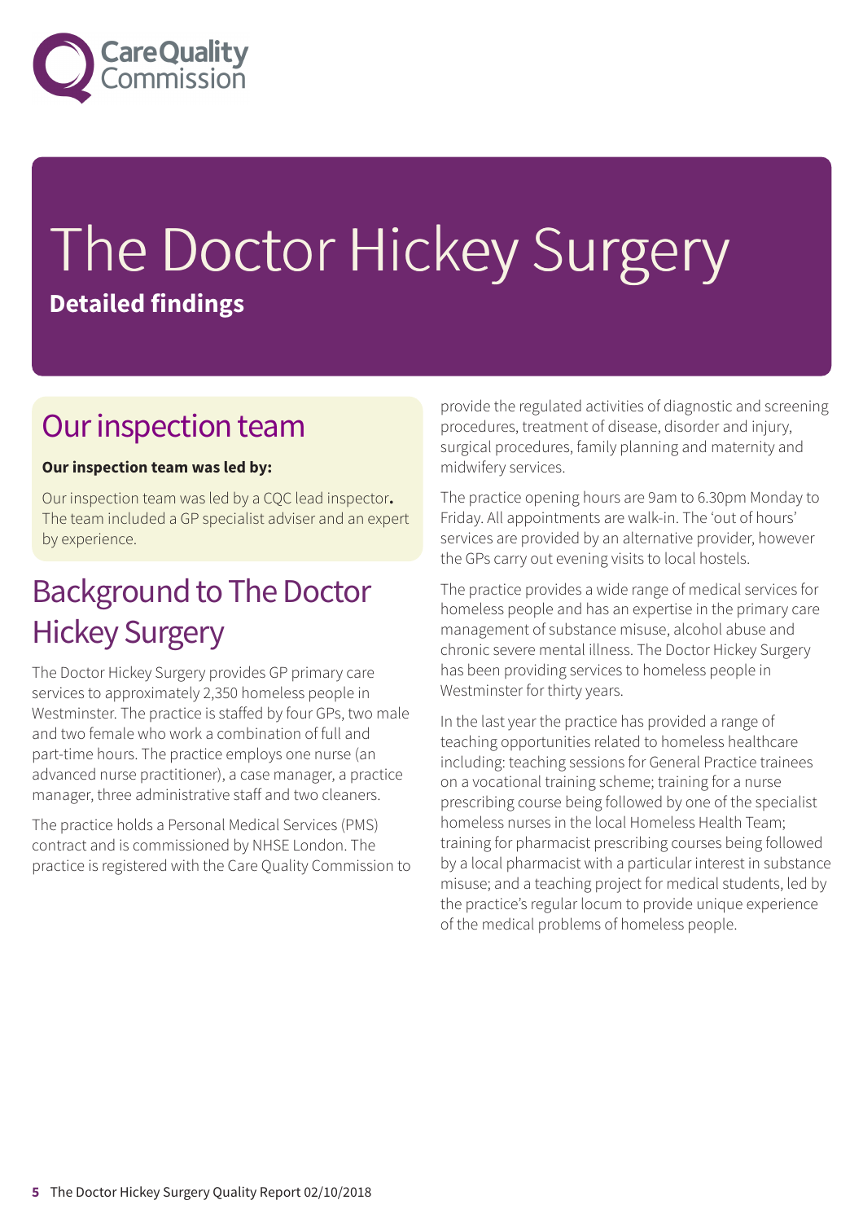# The Doctor Hickey Surgery

**Detailed findings**

## Our inspection team

**Our inspection team was led by:**

Our inspection team was led by a CQC lead inspector**.** The team included a GP specialist adviser and an expert by experience.

## Background to The Doctor Hickey Surgery

The Doctor Hickey Surgery provides GP primary care services to approximately 2,350 homeless people in Westminster. The practice is staffed by four GPs, two male and two female who work a combination of full and part-time hours. The practice employs one nurse (an advanced nurse practitioner), a case manager, a practice manager, three administrative staff and two cleaners.

The practice holds a Personal Medical Services (PMS) contract and is commissioned by NHSE London. The practice is registered with the Care Quality Commission to provide the regulated activities of diagnostic and screening procedures, treatment of disease, disorder and injury, surgical procedures, family planning and maternity and midwifery services.

The practice opening hours are 9am to 6.30pm Monday to Friday. All appointments are walk-in. The 'out of hours' services are provided by an alternative provider, however the GPs carry out evening visits to local hostels.

The practice provides a wide range of medical services for homeless people and has an expertise in the primary care management of substance misuse, alcohol abuse and chronic severe mental illness. The Doctor Hickey Surgery has been providing services to homeless people in Westminster for thirty years.

In the last year the practice has provided a range of teaching opportunities related to homeless healthcare including: teaching sessions for General Practice trainees on a vocational training scheme; training for a nurse prescribing course being followed by one of the specialist homeless nurses in the local Homeless Health Team; training for pharmacist prescribing courses being followed by a local pharmacist with a particular interest in substance misuse; and a teaching project for medical students, led by the practice's regular locum to provide unique experience of the medical problems of homeless people.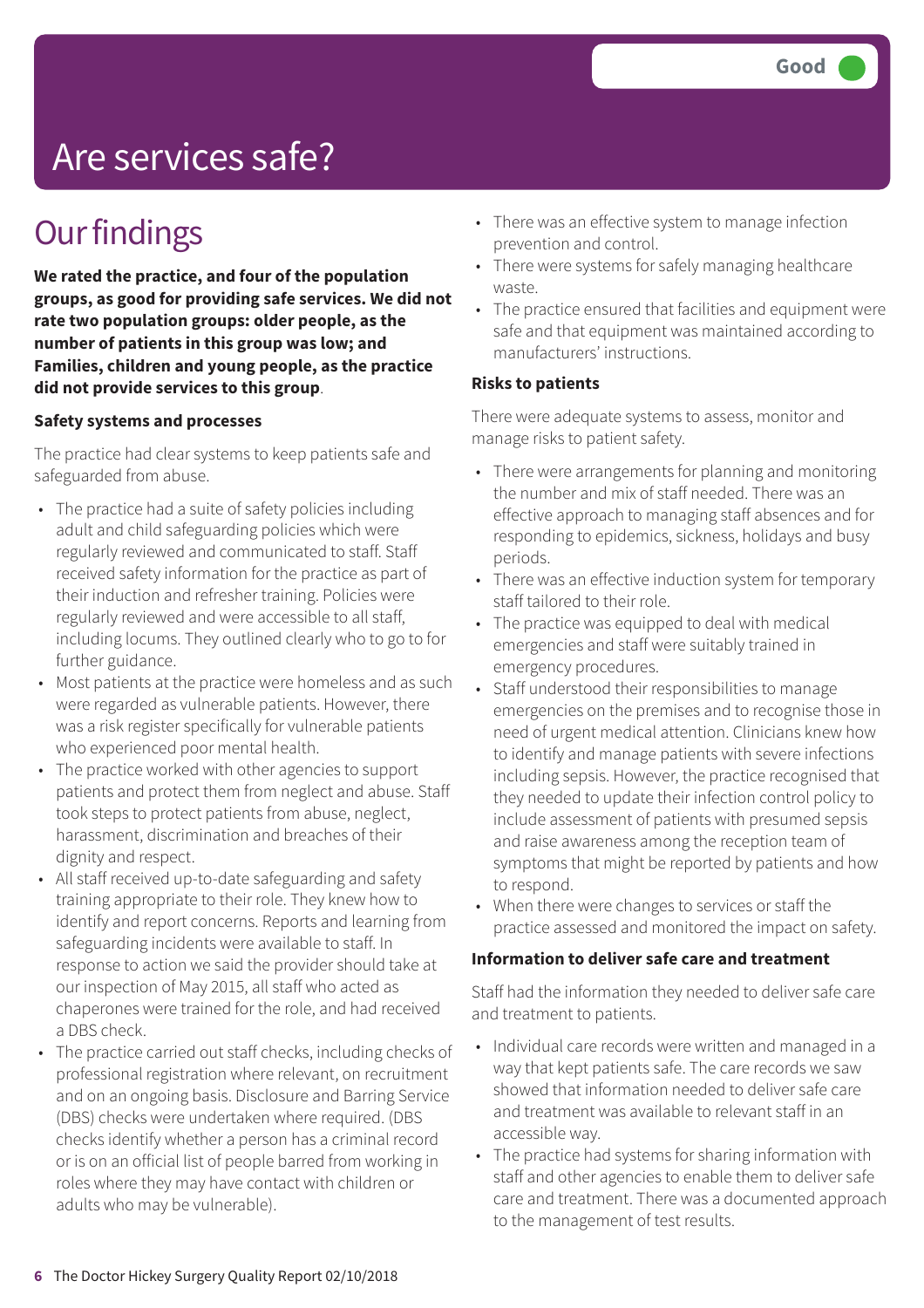Good

# Are services safe?

## Our findings

**We rated the practice, and four of the population groups, as good for providing safe services. We did not rate two population groups: older people, as the number of patients in this group was low; and Families, children and young people, as the practice did not provide services to this group**.

### Safety systems and processes

The practice had clear systems to keep patients safe and safeguarded from abuse.

- The practice had a suite of safety policies including adult and child safeguarding policies which were regularly reviewed and communicated to staff. Staff received safety information for the practice as part of their induction and refresher training. Policies were regularly reviewed and were accessible to all staff, including locums. They outlined clearly who to go to for further guidance.
- Most patients at the practice were homeless and as such were regarded as vulnerable patients. However, there was a risk register specifically for vulnerable patients who experienced poor mental health.
- The practice worked with other agencies to support patients and protect them from neglect and abuse. Staff took steps to protect patients from abuse, neglect, harassment, discrimination and breaches of their dignity and respect.
- All staff received up-to-date safeguarding and safety training appropriate to their role. They knew how to identify and report concerns. Reports and learning from safeguarding incidents were available to staff. In response to action we said the provider should take at our inspection of May 2015, all staff who acted as chaperones were trained for the role, and had received a DBS check.
- The practice carried out staff checks, including checks of professional registration where relevant, on recruitment and on an ongoing basis. Disclosure and Barring Service (DBS) checks were undertaken where required. (DBS checks identify whether a person has a criminal record or is on an official list of people barred from working in roles where they may have contact with children or adults who may be vulnerable).
- There was an effective system to manage infection prevention and control.
- There were systems for safely managing healthcare waste.
- The practice ensured that facilities and equipment were safe and that equipment was maintained according to manufacturers' instructions.

### Risks to patients

There were adequate systems to assess, monitor and manage risks to patient safety.

- There were arrangements for planning and monitoring the number and mix of staff needed. There was an effective approach to managing staff absences and for responding to epidemics, sickness, holidays and busy periods.
- There was an effective induction system for temporary staff tailored to their role.
- The practice was equipped to deal with medical emergencies and staff were suitably trained in emergency procedures.
- Staff understood their responsibilities to manage emergencies on the premises and to recognise those in need of urgent medical attention. Clinicians knew how to identify and manage patients with severe infections including sepsis. However, the practice recognised that they needed to update their infection control policy to include assessment of patients with presumed sepsis and raise awareness among the reception team of symptoms that might be reported by patients and how to respond.
- When there were changes to services or staff the practice assessed and monitored the impact on safety.

### Information to deliver safe care and treatment

Staff had the information they needed to deliver safe care and treatment to patients.

- Individual care records were written and managed in a way that kept patients safe. The care records we saw showed that information needed to deliver safe care and treatment was available to relevant staff in an accessible way.
- The practice had systems for sharing information with staff and other agencies to enable them to deliver safe care and treatment. There was a documented approach to the management of test results.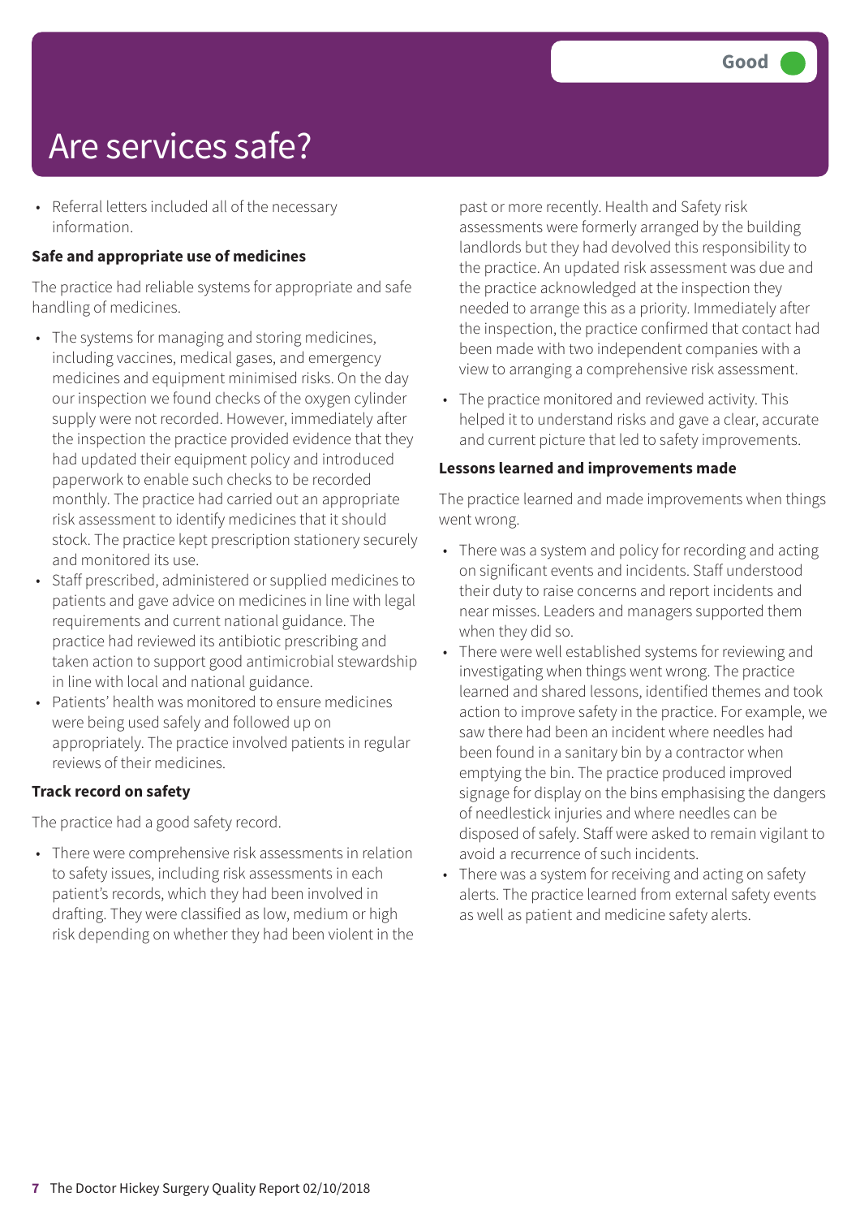# Are services safe?

Good

- Referral letters included all of the necessary information.

**Safe and appropriate use of medicines**

The practice had reliable systems for appropriate and safe handling of medicines.

- The systems for managing and storing medicines, including vaccines, medical gases, and emergency medicines and equipment minimised risks. On the day our inspection we found checks of the oxygen cylinder supply were not recorded. However, immediately after the inspection the practice provided evidence that they had updated their equipment policy and introduced paperwork to enable such checks to be recorded monthly. The practice had carried out an appropriate risk assessment to identify medicines that it should stock. The practice kept prescription stationery securely and monitored its use.
- Staff prescribed, administered or supplied medicines to patients and gave advice on medicines in line with legal requirements and current national guidance. The practice had reviewed its antibiotic prescribing and taken action to support good antimicrobial stewardship in line with local and national guidance.
- Patients' health was monitored to ensure medicines were being used safely and followed up on appropriately. The practice involved patients in regular reviews of their medicines.

**Track record on safety**

The practice had a good safety record.

- There were comprehensive risk assessments in relation to safety issues, including risk assessments in each patient's records, which they had been involved in drafting. They were classified as low, medium or high risk depending on whether they had been violent in the past or more recently. Health and Safety risk assessments were formerly arranged by the building landlords but they had devolved this responsibility to the practice. An updated risk assessment was due and the practice acknowledged at the inspection they needed to arrange this as a priority. Immediately after the inspection, the practice confirmed that contact had been made with two independent companies with a view to arranging a comprehensive risk assessment.
- The practice monitored and reviewed activity. This helped it to understand risks and gave a clear, accurate and current picture that led to safety improvements.

**Lessons learned and improvements made**

The practice learned and made improvements when things went wrong.

- There was a system and policy for recording and acting on significant events and incidents. Staff understood their duty to raise concerns and report incidents and near misses. Leaders and managers supported them when they did so.
- There were well established systems for reviewing and investigating when things went wrong. The practice learned and shared lessons, identified themes and took action to improve safety in the practice. For example, we saw there had been an incident where needles had been found in a sanitary bin by a contractor when emptying the bin. The practice produced improved signage for display on the bins emphasising the dangers of needlestick injuries and where needles can be disposed of safely. Staff were asked to remain vigilant to avoid a recurrence of such incidents.
- There was a system for receiving and acting on safety alerts. The practice learned from external safety events as well as patient and medicine safety alerts.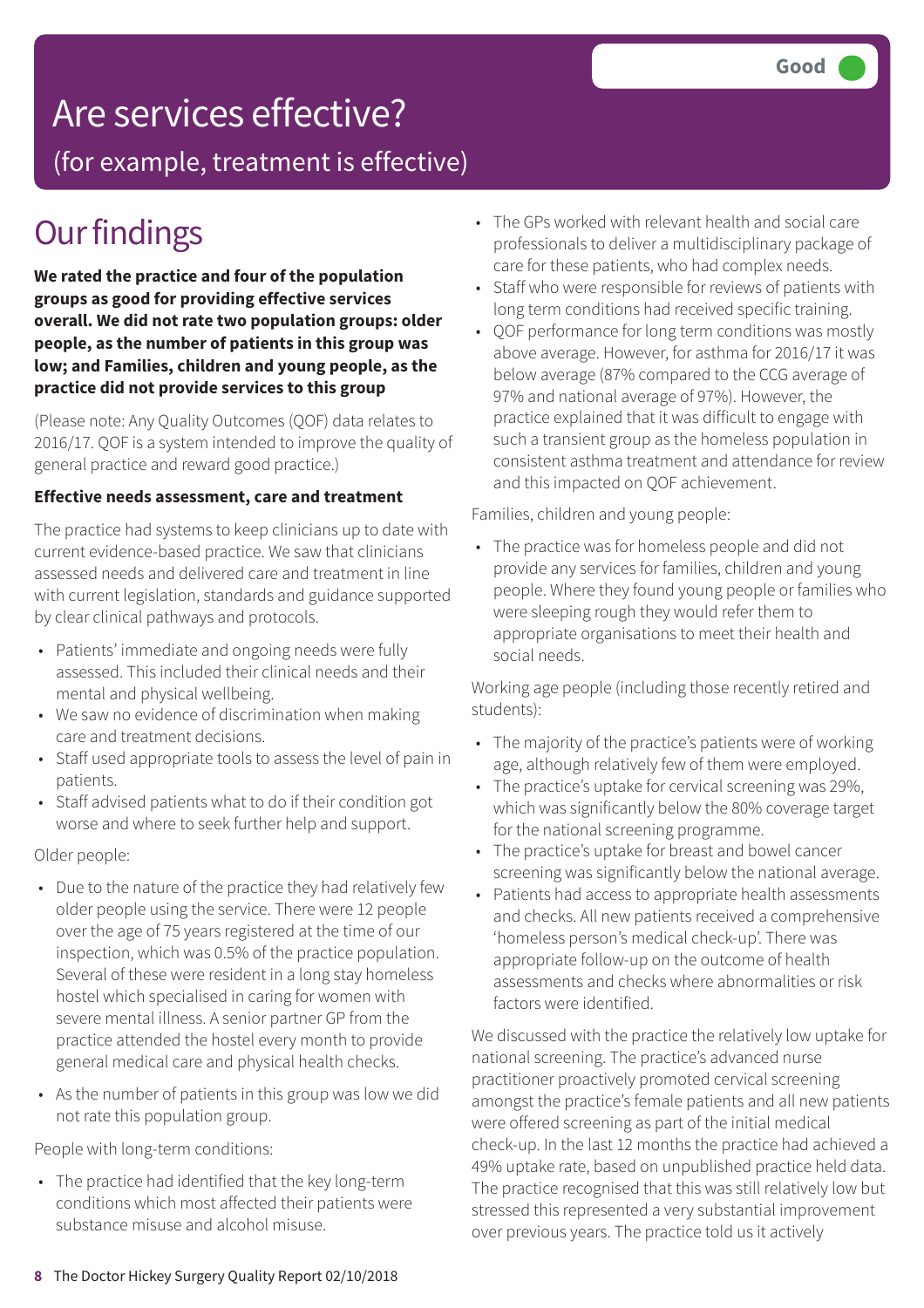# Are services effective?

## (for example, treatment is effective)

Good

# Our findings

**We rated the practice and four of the population groups as good for providing effective services overall. We did not rate two population groups: older people, as the number of patients in this group was low; and Families, children and young people, as the practice did not provide services to this group**

(Please note: Any Quality Outcomes (QOF) data relates to 2016/17. QOF is a system intended to improve the quality of general practice and reward good practice.)

**Effective needs assessment, care and treatment**

The practice had systems to keep clinicians up to date with current evidence-based practice. We saw that clinicians assessed needs and delivered care and treatment in line with current legislation, standards and guidance supported by clear clinical pathways and protocols.

- Patients' immediate and ongoing needs were fully assessed. This included their clinical needs and their mental and physical wellbeing.
- We saw no evidence of discrimination when making care and treatment decisions.
- Staff used appropriate tools to assess the level of pain in patients.
- Staff advised patients what to do if their condition got worse and where to seek further help and support.

Older people:

- Due to the nature of the practice they had relatively few older people using the service. There were 12 people over the age of 75 years registered at the time of our inspection, which was 0.5% of the practice population. Several of these were resident in a long stay homeless hostel which specialised in caring for women with severe mental illness. A senior partner GP from the practice attended the hostel every month to provide general medical care and physical health checks.
- As the number of patients in this group was low we did not rate this population group.

People with long-term conditions:

- The practice had identified that the key long-term conditions which most affected their patients were substance misuse and alcohol misuse.
- The GPs worked with relevant health and social care professionals to deliver a multidisciplinary package of care for these patients, who had complex needs.
- Staff who were responsible for reviews of patients with long term conditions had received specific training.
- QOF performance for long term conditions was mostly above average. However, for asthma for 2016/17 it was below average (87% compared to the CCG average of 97% and national average of 97%). However, the practice explained that it was difficult to engage with such a transient group as the homeless population in consistent asthma treatment and attendance for review and this impacted on QOF achievement.

Families, children and young people:

- The practice was for homeless people and did not provide any services for families, children and young people. Where they found young people or families who were sleeping rough they would refer them to appropriate organisations to meet their health and social needs.

Working age people (including those recently retired and students):

- The majority of the practice's patients were of working age, although relatively few of them were employed.
- The practice's uptake for cervical screening was 29%, which was significantly below the 80% coverage target for the national screening programme.
- The practice's uptake for breast and bowel cancer screening was significantly below the national average.
- Patients had access to appropriate health assessments and checks. All new patients received a comprehensive 'homeless person's medical check-up'. There was appropriate follow-up on the outcome of health assessments and checks where abnormalities or risk factors were identified.

We discussed with the practice the relatively low uptake for national screening. The practice's advanced nurse practitioner proactively promoted cervical screening amongst the practice's female patients and all new patients were offered screening as part of the initial medical check-up. In the last 12 months the practice had achieved a 49% uptake rate, based on unpublished practice held data. The practice recognised that this was still relatively low but stressed this represented a very substantial improvement over previous years. The practice told us it actively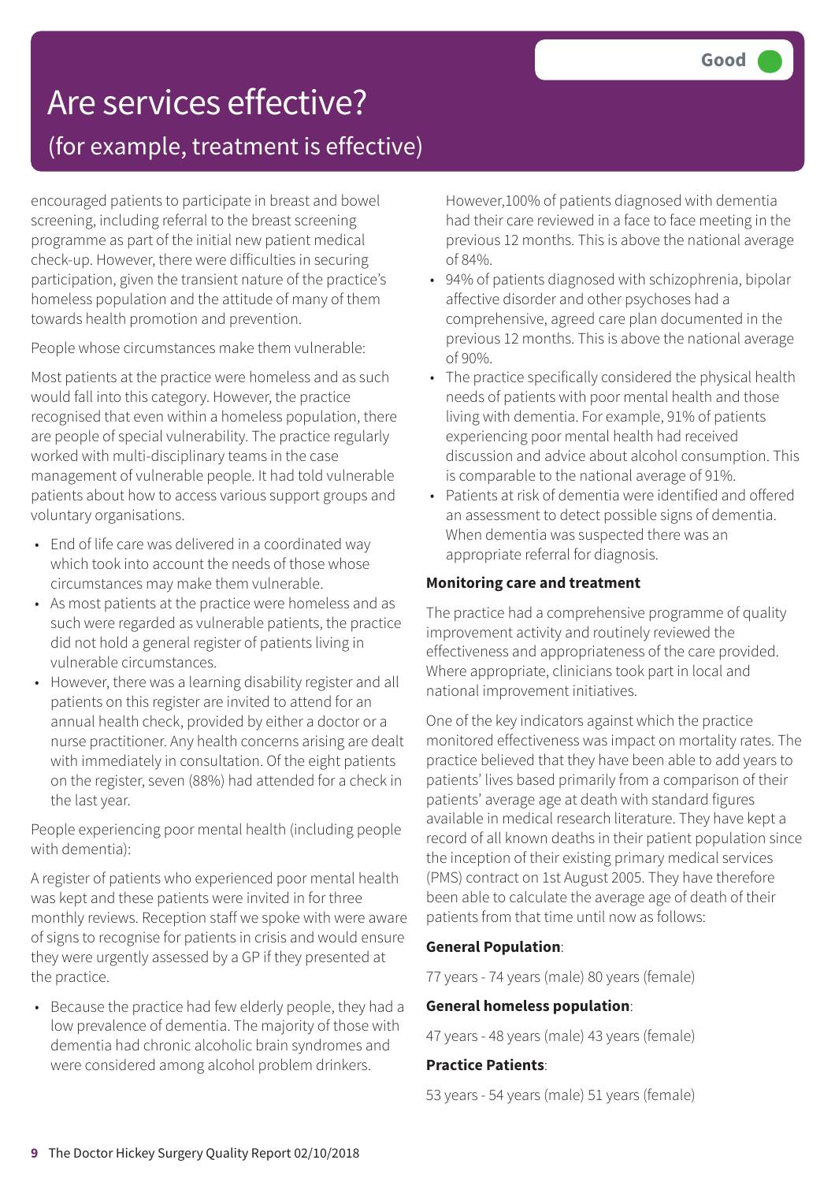# Are services effective?

## (for example, treatment is effective)

**Good**

encouraged patients to participate in breast and bowel screening, including referral to the breast screening programme as part of the initial new patient medical check-up. However, there were difficulties in securing participation, given the transient nature of the practice's homeless population and the attitude of many of them towards health promotion and prevention.

People whose circumstances make them vulnerable:

Most patients at the practice were homeless and as such would fall into this category. However, the practice recognised that even within a homeless population, there are people of special vulnerability. The practice regularly worked with multi-disciplinary teams in the case management of vulnerable people. It had told vulnerable patients about how to access various support groups and voluntary organisations.

- End of life care was delivered in a coordinated way which took into account the needs of those whose circumstances may make them vulnerable.
- As most patients at the practice were homeless and as such were regarded as vulnerable patients, the practice did not hold a general register of patients living in vulnerable circumstances.
- However, there was a learning disability register and all patients on this register are invited to attend for an annual health check, provided by either a doctor or a nurse practitioner. Any health concerns arising are dealt with immediately in consultation. Of the eight patients on the register, seven (88%) had attended for a check in the last year.

People experiencing poor mental health (including people with dementia):

A register of patients who experienced poor mental health was kept and these patients were invited in for three monthly reviews. Reception staff we spoke with were aware of signs to recognise for patients in crisis and would ensure they were urgently assessed by a GP if they presented at the practice.

- Because the practice had few elderly people, they had a low prevalence of dementia. The majority of those with dementia had chronic alcoholic brain syndromes and were considered among alcohol problem drinkers. However,100% of patients diagnosed with dementia had their care reviewed in a face to face meeting in the previous 12 months. This is above the national average of 84%.
- 94% of patients diagnosed with schizophrenia, bipolar affective disorder and other psychoses had a comprehensive, agreed care plan documented in the previous 12 months. This is above the national average of 90%.
- The practice specifically considered the physical health needs of patients with poor mental health and those living with dementia. For example, 91% of patients experiencing poor mental health had received discussion and advice about alcohol consumption. This is comparable to the national average of 91%.
- Patients at risk of dementia were identified and offered an assessment to detect possible signs of dementia. When dementia was suspected there was an appropriate referral for diagnosis.

**Monitoring care and treatment**

The practice had a comprehensive programme of quality improvement activity and routinely reviewed the effectiveness and appropriateness of the care provided. Where appropriate, clinicians took part in local and national improvement initiatives.

One of the key indicators against which the practice monitored effectiveness was impact on mortality rates. The practice believed that they have been able to add years to patients' lives based primarily from a comparison of their patients' average age at death with standard figures available in medical research literature. They have kept a record of all known deaths in their patient population since the inception of their existing primary medical services (PMS) contract on 1st August 2005. They have therefore been able to calculate the average age of death of their patients from that time until now as follows:

**General Population**:

77 years - 74 years (male) 80 years (female)

**General homeless population**:

47 years - 48 years (male) 43 years (female)

**Practice Patients**:

53 years - 54 years (male) 51 years (female)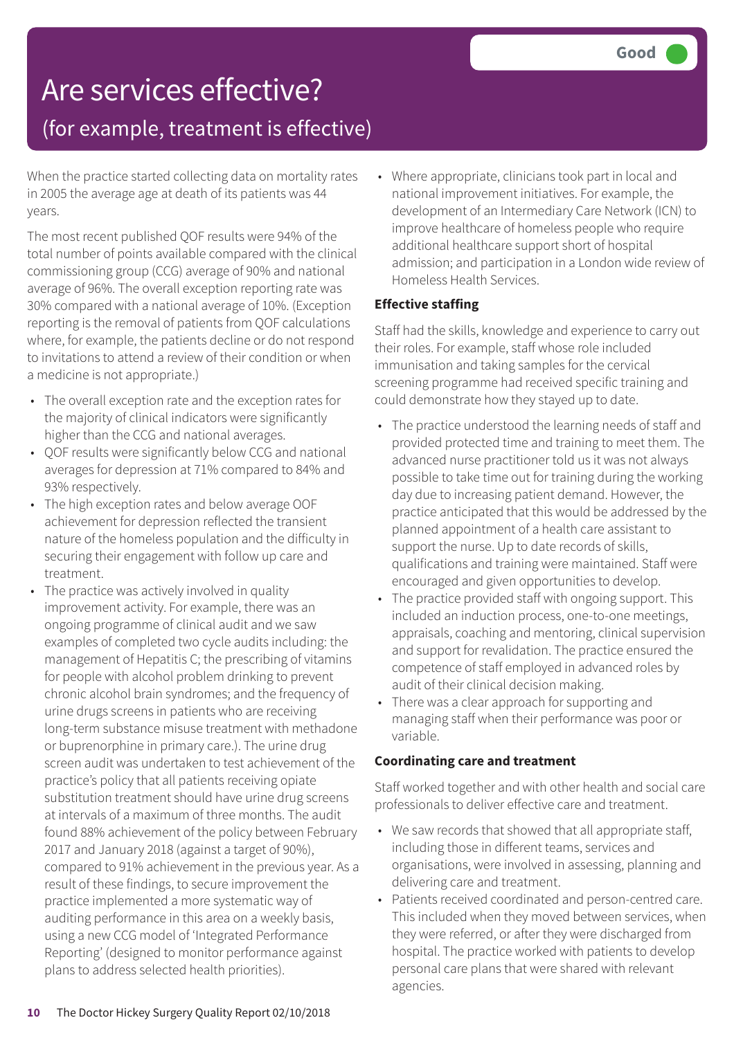# Are services effective?

## (for example, treatment is effective)

**Good**

When the practice started collecting data on mortality rates in 2005 the average age at death of its patients was 44 years.

The most recent published QOF results were 94% of the total number of points available compared with the clinical commissioning group (CCG) average of 90% and national average of 96%. The overall exception reporting rate was 30% compared with a national average of 10%. (Exception reporting is the removal of patients from QOF calculations where, for example, the patients decline or do not respond to invitations to attend a review of their condition or when a medicine is not appropriate.)

- The overall exception rate and the exception rates for the majority of clinical indicators were significantly higher than the CCG and national averages.
- QOF results were significantly below CCG and national averages for depression at 71% compared to 84% and 93% respectively.
- The high exception rates and below average OOF achievement for depression reflected the transient nature of the homeless population and the difficulty in securing their engagement with follow up care and treatment.
- The practice was actively involved in quality improvement activity. For example, there was an ongoing programme of clinical audit and we saw examples of completed two cycle audits including: the management of Hepatitis C; the prescribing of vitamins for people with alcohol problem drinking to prevent chronic alcohol brain syndromes; and the frequency of urine drugs screens in patients who are receiving long-term substance misuse treatment with methadone or buprenorphine in primary care.). The urine drug screen audit was undertaken to test achievement of the practice's policy that all patients receiving opiate substitution treatment should have urine drug screens at intervals of a maximum of three months. The audit found 88% achievement of the policy between February 2017 and January 2018 (against a target of 90%), compared to 91% achievement in the previous year. As a result of these findings, to secure improvement the practice implemented a more systematic way of auditing performance in this area on a weekly basis, using a new CCG model of 'Integrated Performance Reporting' (designed to monitor performance against plans to address selected health priorities).
- Where appropriate, clinicians took part in local and national improvement initiatives. For example, the development of an Intermediary Care Network (ICN) to improve healthcare of homeless people who require additional healthcare support short of hospital admission; and participation in a London wide review of Homeless Health Services.

**Effective staffing**

Staff had the skills, knowledge and experience to carry out their roles. For example, staff whose role included immunisation and taking samples for the cervical screening programme had received specific training and could demonstrate how they stayed up to date.

- The practice understood the learning needs of staff and provided protected time and training to meet them. The advanced nurse practitioner told us it was not always possible to take time out for training during the working day due to increasing patient demand. However, the practice anticipated that this would be addressed by the planned appointment of a health care assistant to support the nurse. Up to date records of skills, qualifications and training were maintained. Staff were encouraged and given opportunities to develop.
- The practice provided staff with ongoing support. This included an induction process, one-to-one meetings, appraisals, coaching and mentoring, clinical supervision and support for revalidation. The practice ensured the competence of staff employed in advanced roles by audit of their clinical decision making.
- There was a clear approach for supporting and managing staff when their performance was poor or variable.

**Coordinating care and treatment**

Staff worked together and with other health and social care professionals to deliver effective care and treatment.

- We saw records that showed that all appropriate staff, including those in different teams, services and organisations, were involved in assessing, planning and delivering care and treatment.
- Patients received coordinated and person-centred care. This included when they moved between services, when they were referred, or after they were discharged from hospital. The practice worked with patients to develop personal care plans that were shared with relevant agencies.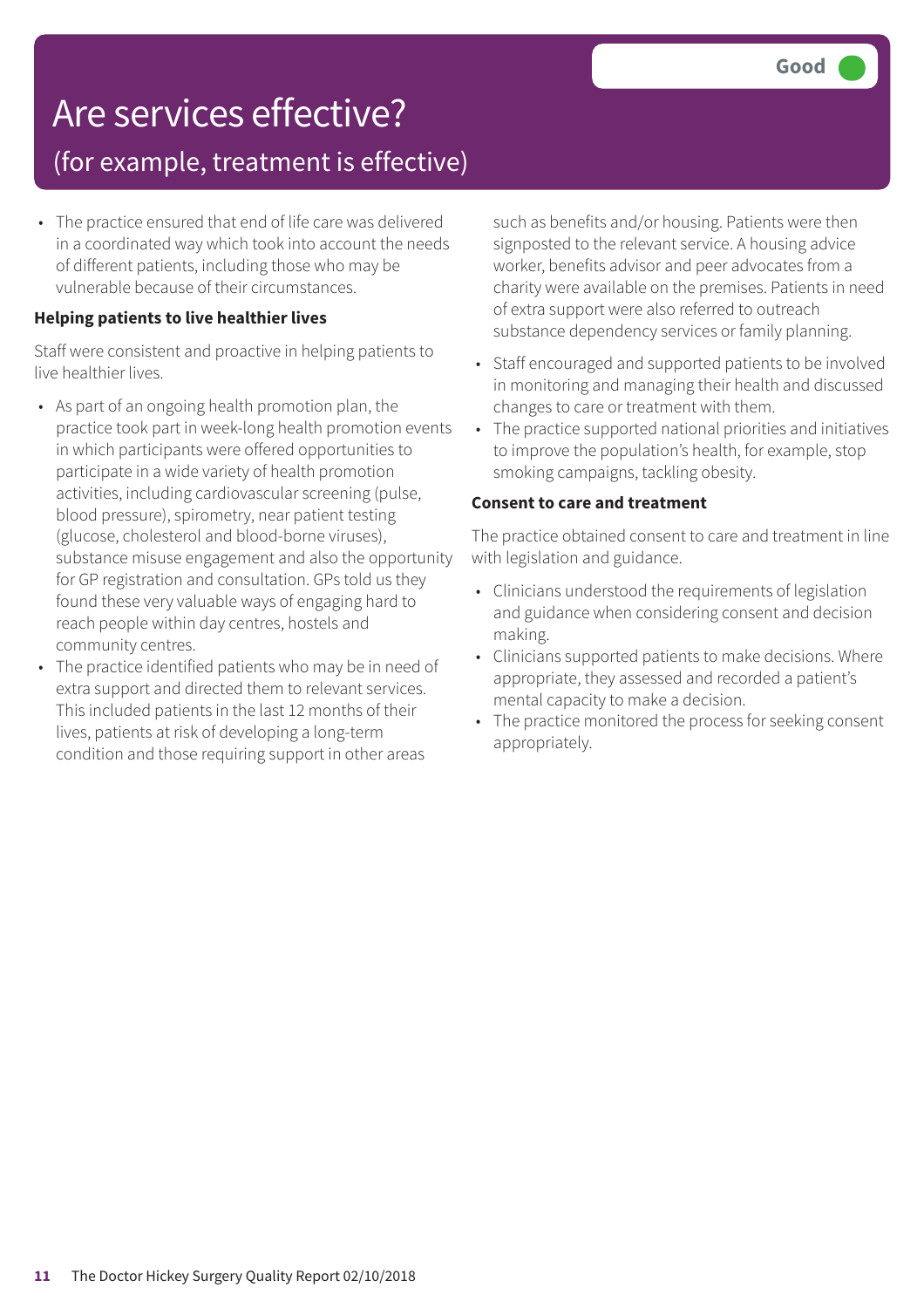# Are services effective?

## (for example, treatment is effective)

Good

- The practice ensured that end of life care was delivered in a coordinated way which took into account the needs of different patients, including those who may be vulnerable because of their circumstances.

**Helping patients to live healthier lives**

Staff were consistent and proactive in helping patients to live healthier lives.

- As part of an ongoing health promotion plan, the practice took part in week-long health promotion events in which participants were offered opportunities to participate in a wide variety of health promotion activities, including cardiovascular screening (pulse, blood pressure), spirometry, near patient testing (glucose, cholesterol and blood-borne viruses), substance misuse engagement and also the opportunity for GP registration and consultation. GPs told us they found these very valuable ways of engaging hard to reach people within day centres, hostels and community centres.
- The practice identified patients who may be in need of extra support and directed them to relevant services. This included patients in the last 12 months of their lives, patients at risk of developing a long-term condition and those requiring support in other areas such as benefits and/or housing. Patients were then signposted to the relevant service. A housing advice worker, benefits advisor and peer advocates from a charity were available on the premises. Patients in need of extra support were also referred to outreach substance dependency services or family planning.
- Staff encouraged and supported patients to be involved in monitoring and managing their health and discussed changes to care or treatment with them.
- The practice supported national priorities and initiatives to improve the population's health, for example, stop smoking campaigns, tackling obesity.

**Consent to care and treatment**

The practice obtained consent to care and treatment in line with legislation and guidance.

- Clinicians understood the requirements of legislation and guidance when considering consent and decision making.
- Clinicians supported patients to make decisions. Where appropriate, they assessed and recorded a patient's mental capacity to make a decision.
- The practice monitored the process for seeking consent appropriately.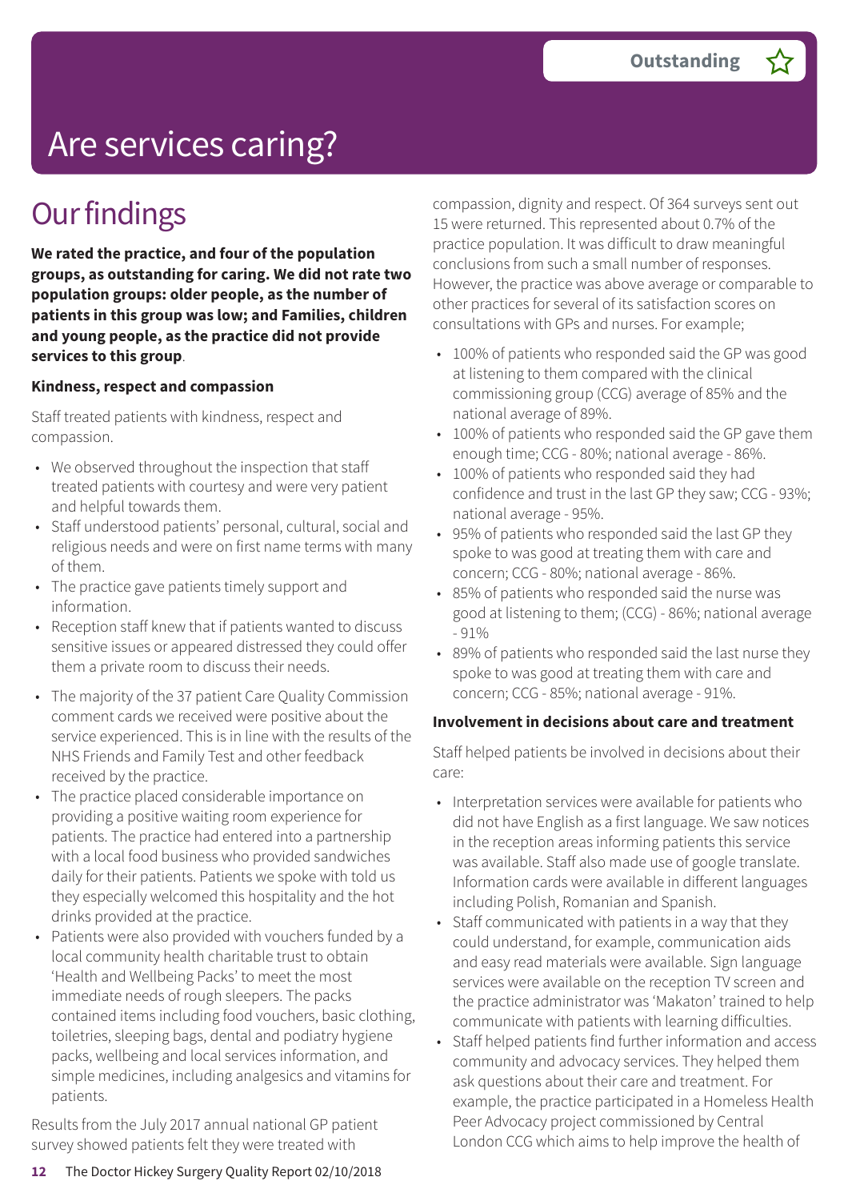# Are services caring?

Outstanding

## Our findings

**We rated the practice, and four of the population groups, as outstanding for caring. We did not rate two population groups: older people, as the number of patients in this group was low; and Families, children and young people, as the practice did not provide services to this group**.

### Kindness, respect and compassion

Staff treated patients with kindness, respect and compassion.

- We observed throughout the inspection that staff treated patients with courtesy and were very patient and helpful towards them.
- Staff understood patients' personal, cultural, social and religious needs and were on first name terms with many of them.
- The practice gave patients timely support and information.
- Reception staff knew that if patients wanted to discuss sensitive issues or appeared distressed they could offer them a private room to discuss their needs.
- The majority of the 37 patient Care Quality Commission comment cards we received were positive about the service experienced. This is in line with the results of the NHS Friends and Family Test and other feedback received by the practice.
- The practice placed considerable importance on providing a positive waiting room experience for patients. The practice had entered into a partnership with a local food business who provided sandwiches daily for their patients. Patients we spoke with told us they especially welcomed this hospitality and the hot drinks provided at the practice.
- Patients were also provided with vouchers funded by a local community health charitable trust to obtain 'Health and Wellbeing Packs' to meet the most immediate needs of rough sleepers. The packs contained items including food vouchers, basic clothing, toiletries, sleeping bags, dental and podiatry hygiene packs, wellbeing and local services information, and simple medicines, including analgesics and vitamins for patients.

Results from the July 2017 annual national GP patient survey showed patients felt they were treated with compassion, dignity and respect. Of 364 surveys sent out 15 were returned. This represented about 0.7% of the practice population. It was difficult to draw meaningful conclusions from such a small number of responses. However, the practice was above average or comparable to other practices for several of its satisfaction scores on consultations with GPs and nurses. For example;

- 100% of patients who responded said the GP was good at listening to them compared with the clinical commissioning group (CCG) average of 85% and the national average of 89%.
- 100% of patients who responded said the GP gave them enough time; CCG - 80%; national average - 86%.
- 100% of patients who responded said they had confidence and trust in the last GP they saw; CCG - 93%; national average - 95%.
- 95% of patients who responded said the last GP they spoke to was good at treating them with care and concern; CCG - 80%; national average - 86%.
- 85% of patients who responded said the nurse was good at listening to them; (CCG) - 86%; national average - 91%
- 89% of patients who responded said the last nurse they spoke to was good at treating them with care and concern; CCG - 85%; national average - 91%.

### Involvement in decisions about care and treatment

Staff helped patients be involved in decisions about their care:

- Interpretation services were available for patients who did not have English as a first language. We saw notices in the reception areas informing patients this service was available. Staff also made use of google translate. Information cards were available in different languages including Polish, Romanian and Spanish.
- Staff communicated with patients in a way that they could understand, for example, communication aids and easy read materials were available. Sign language services were available on the reception TV screen and the practice administrator was 'Makaton' trained to help communicate with patients with learning difficulties.
- Staff helped patients find further information and access community and advocacy services. They helped them ask questions about their care and treatment. For example, the practice participated in a Homeless Health Peer Advocacy project commissioned by Central London CCG which aims to help improve the health of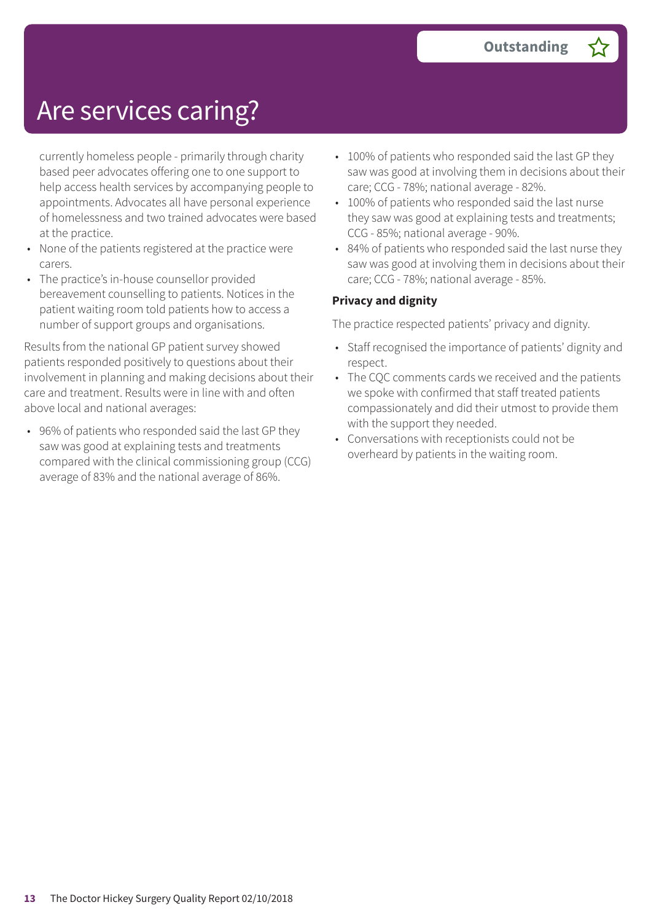# Are services caring?

**Outstanding** ☆

- currently homeless people - primarily through charity based peer advocates offering one to one support to help access health services by accompanying people to appointments. Advocates all have personal experience of homelessness and two trained advocates were based at the practice.
- None of the patients registered at the practice were carers.
- The practice's in-house counsellor provided bereavement counselling to patients. Notices in the patient waiting room told patients how to access a number of support groups and organisations.

Results from the national GP patient survey showed patients responded positively to questions about their involvement in planning and making decisions about their care and treatment. Results were in line with and often above local and national averages:

- 96% of patients who responded said the last GP they saw was good at explaining tests and treatments compared with the clinical commissioning group (CCG) average of 83% and the national average of 86%.
- 100% of patients who responded said the last GP they saw was good at involving them in decisions about their care; CCG - 78%; national average - 82%.
- 100% of patients who responded said the last nurse they saw was good at explaining tests and treatments; CCG - 85%; national average - 90%.
- 84% of patients who responded said the last nurse they saw was good at involving them in decisions about their care; CCG - 78%; national average - 85%.

**Privacy and dignity**

The practice respected patients' privacy and dignity.

- Staff recognised the importance of patients' dignity and respect.
- The CQC comments cards we received and the patients we spoke with confirmed that staff treated patients compassionately and did their utmost to provide them with the support they needed.
- Conversations with receptionists could not be overheard by patients in the waiting room.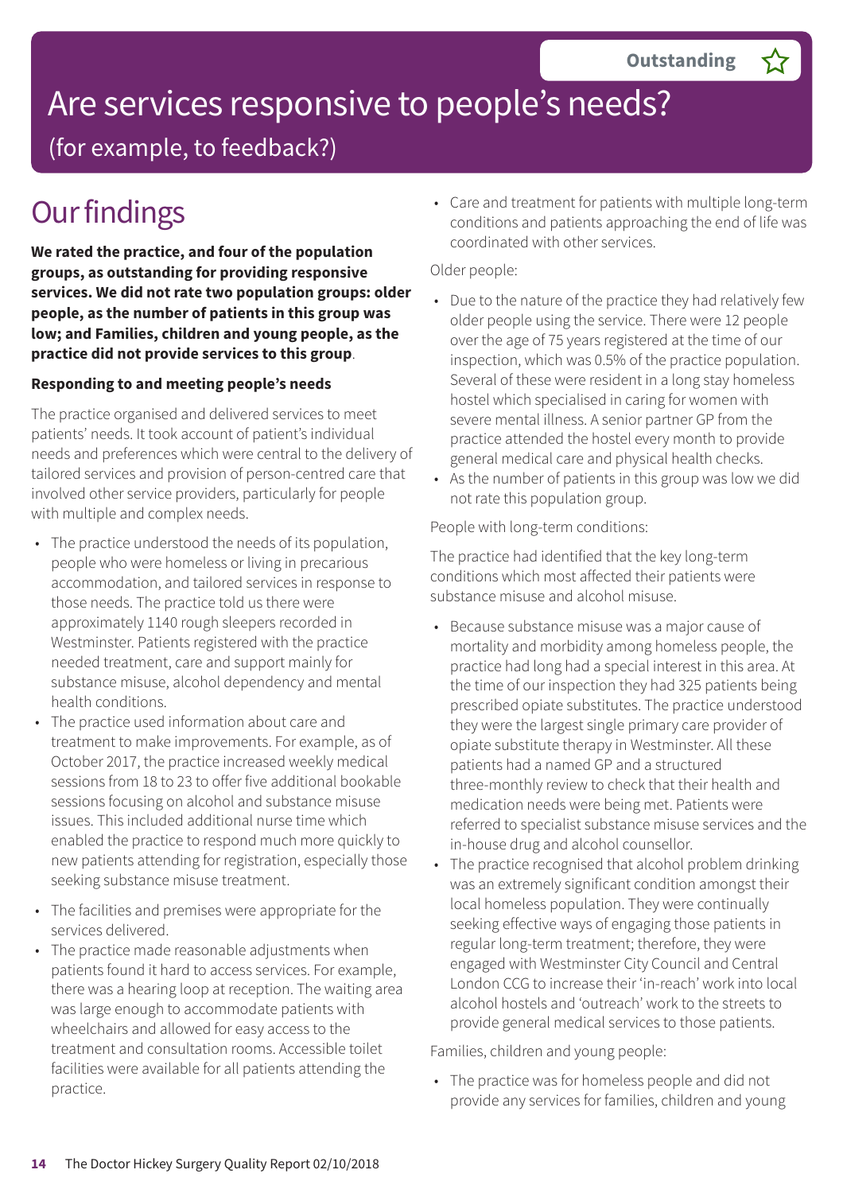Outstanding ☆

# Are services responsive to people's needs?

(for example, to feedback?)

## Our findings

**We rated the practice, and four of the population groups, as outstanding for providing responsive services. We did not rate two population groups: older people, as the number of patients in this group was low; and Families, children and young people, as the practice did not provide services to this group**.

**Responding to and meeting people's needs**

The practice organised and delivered services to meet patients' needs. It took account of patient's individual needs and preferences which were central to the delivery of tailored services and provision of person-centred care that involved other service providers, particularly for people with multiple and complex needs.

- The practice understood the needs of its population, people who were homeless or living in precarious accommodation, and tailored services in response to those needs. The practice told us there were approximately 1140 rough sleepers recorded in Westminster. Patients registered with the practice needed treatment, care and support mainly for substance misuse, alcohol dependency and mental health conditions.
- The practice used information about care and treatment to make improvements. For example, as of October 2017, the practice increased weekly medical sessions from 18 to 23 to offer five additional bookable sessions focusing on alcohol and substance misuse issues. This included additional nurse time which enabled the practice to respond much more quickly to new patients attending for registration, especially those seeking substance misuse treatment.
- The facilities and premises were appropriate for the services delivered.
- The practice made reasonable adjustments when patients found it hard to access services. For example, there was a hearing loop at reception. The waiting area was large enough to accommodate patients with wheelchairs and allowed for easy access to the treatment and consultation rooms. Accessible toilet facilities were available for all patients attending the practice.
- Care and treatment for patients with multiple long-term conditions and patients approaching the end of life was coordinated with other services.

Older people:

- Due to the nature of the practice they had relatively few older people using the service. There were 12 people over the age of 75 years registered at the time of our inspection, which was 0.5% of the practice population. Several of these were resident in a long stay homeless hostel which specialised in caring for women with severe mental illness. A senior partner GP from the practice attended the hostel every month to provide general medical care and physical health checks.
- As the number of patients in this group was low we did not rate this population group.

People with long-term conditions:

The practice had identified that the key long-term conditions which most affected their patients were substance misuse and alcohol misuse.

- Because substance misuse was a major cause of mortality and morbidity among homeless people, the practice had long had a special interest in this area. At the time of our inspection they had 325 patients being prescribed opiate substitutes. The practice understood they were the largest single primary care provider of opiate substitute therapy in Westminster. All these patients had a named GP and a structured three-monthly review to check that their health and medication needs were being met. Patients were referred to specialist substance misuse services and the in-house drug and alcohol counsellor.
- The practice recognised that alcohol problem drinking was an extremely significant condition amongst their local homeless population. They were continually seeking effective ways of engaging those patients in regular long-term treatment; therefore, they were engaged with Westminster City Council and Central London CCG to increase their 'in-reach' work into local alcohol hostels and 'outreach' work to the streets to provide general medical services to those patients.

Families, children and young people:

- The practice was for homeless people and did not provide any services for families, children and young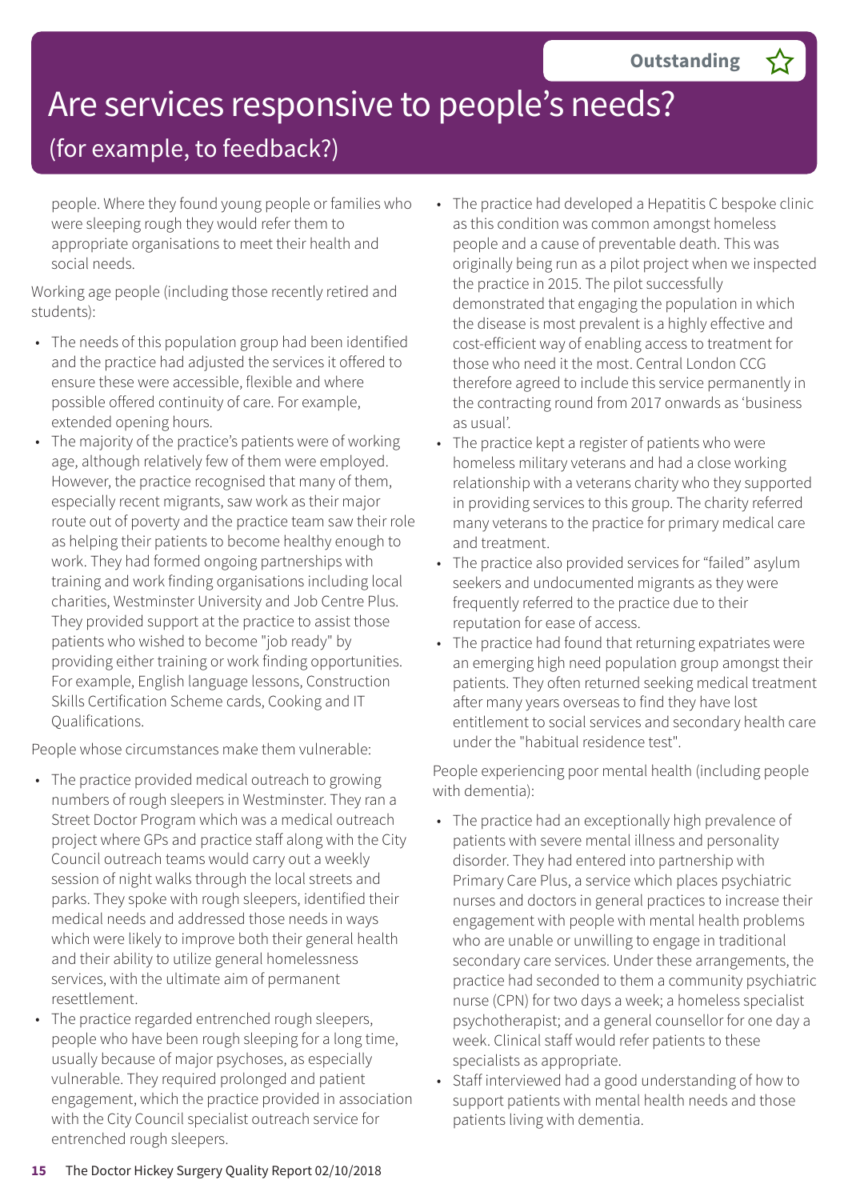# Are services responsive to people's needs?

## (for example, to feedback?)

**Outstanding** ☆

people. Where they found young people or families who were sleeping rough they would refer them to appropriate organisations to meet their health and social needs.

Working age people (including those recently retired and students):

- The needs of this population group had been identified and the practice had adjusted the services it offered to ensure these were accessible, flexible and where possible offered continuity of care. For example, extended opening hours.
- The majority of the practice's patients were of working age, although relatively few of them were employed. However, the practice recognised that many of them, especially recent migrants, saw work as their major route out of poverty and the practice team saw their role as helping their patients to become healthy enough to work. They had formed ongoing partnerships with training and work finding organisations including local charities, Westminster University and Job Centre Plus. They provided support at the practice to assist those patients who wished to become "job ready" by providing either training or work finding opportunities. For example, English language lessons, Construction Skills Certification Scheme cards, Cooking and IT Qualifications.

People whose circumstances make them vulnerable:

- The practice provided medical outreach to growing numbers of rough sleepers in Westminster. They ran a Street Doctor Program which was a medical outreach project where GPs and practice staff along with the City Council outreach teams would carry out a weekly session of night walks through the local streets and parks. They spoke with rough sleepers, identified their medical needs and addressed those needs in ways which were likely to improve both their general health and their ability to utilize general homelessness services, with the ultimate aim of permanent resettlement.
- The practice regarded entrenched rough sleepers, people who have been rough sleeping for a long time, usually because of major psychoses, as especially vulnerable. They required prolonged and patient engagement, which the practice provided in association with the City Council specialist outreach service for entrenched rough sleepers.
- The practice had developed a Hepatitis C bespoke clinic as this condition was common amongst homeless people and a cause of preventable death. This was originally being run as a pilot project when we inspected the practice in 2015. The pilot successfully demonstrated that engaging the population in which the disease is most prevalent is a highly effective and cost-efficient way of enabling access to treatment for those who need it the most. Central London CCG therefore agreed to include this service permanently in the contracting round from 2017 onwards as 'business as usual'.
- The practice kept a register of patients who were homeless military veterans and had a close working relationship with a veterans charity who they supported in providing services to this group. The charity referred many veterans to the practice for primary medical care and treatment.
- The practice also provided services for "failed" asylum seekers and undocumented migrants as they were frequently referred to the practice due to their reputation for ease of access.
- The practice had found that returning expatriates were an emerging high need population group amongst their patients. They often returned seeking medical treatment after many years overseas to find they have lost entitlement to social services and secondary health care under the "habitual residence test".

People experiencing poor mental health (including people with dementia):

- The practice had an exceptionally high prevalence of patients with severe mental illness and personality disorder. They had entered into partnership with Primary Care Plus, a service which places psychiatric nurses and doctors in general practices to increase their engagement with people with mental health problems who are unable or unwilling to engage in traditional secondary care services. Under these arrangements, the practice had seconded to them a community psychiatric nurse (CPN) for two days a week; a homeless specialist psychotherapist; and a general counsellor for one day a week. Clinical staff would refer patients to these specialists as appropriate.
- Staff interviewed had a good understanding of how to support patients with mental health needs and those patients living with dementia.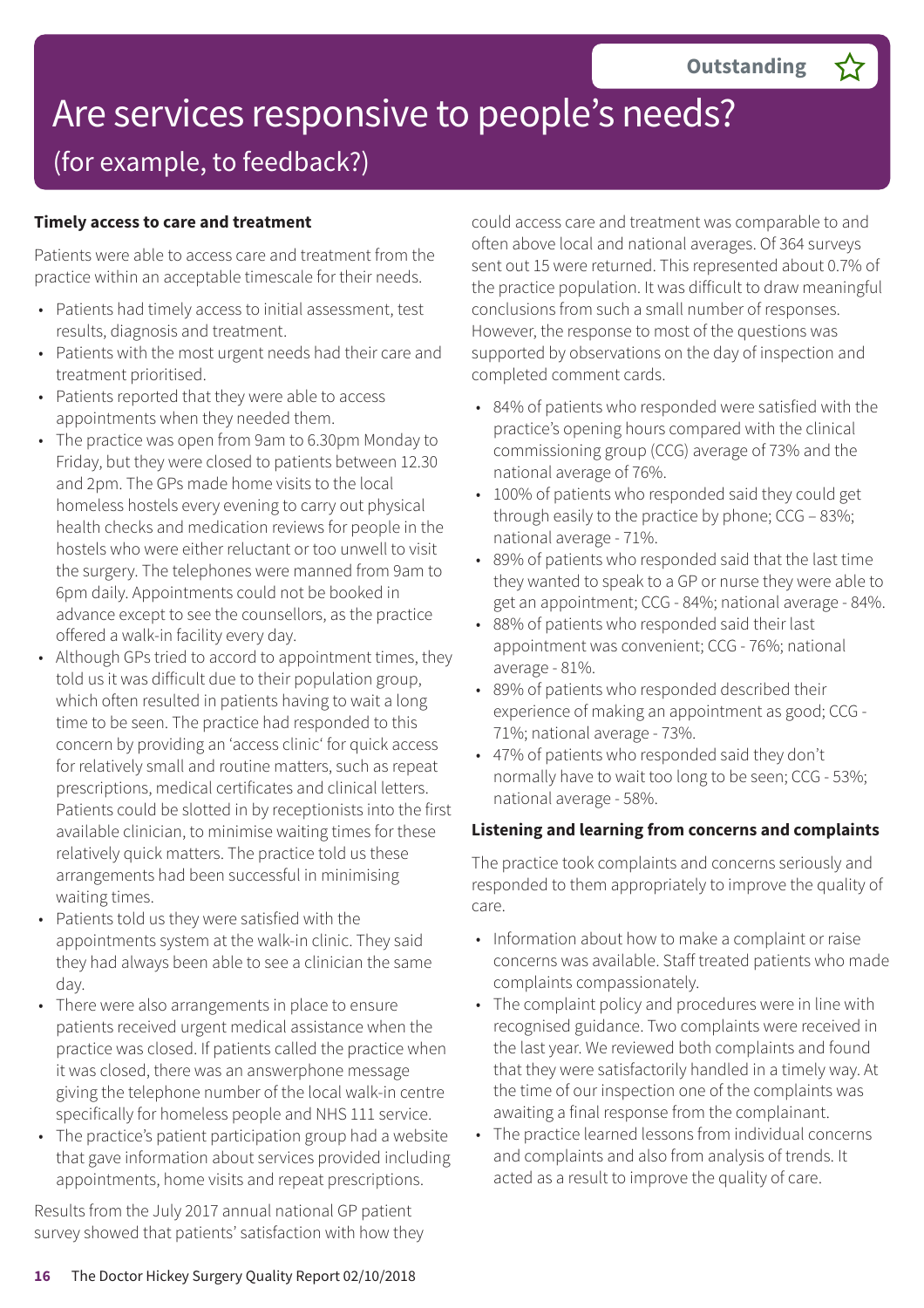# Are services responsive to people's needs?

## (for example, to feedback?)

**Outstanding** ☆

### Timely access to care and treatment

Patients were able to access care and treatment from the practice within an acceptable timescale for their needs.

- Patients had timely access to initial assessment, test results, diagnosis and treatment.
- Patients with the most urgent needs had their care and treatment prioritised.
- Patients reported that they were able to access appointments when they needed them.
- The practice was open from 9am to 6.30pm Monday to Friday, but they were closed to patients between 12.30 and 2pm. The GPs made home visits to the local homeless hostels every evening to carry out physical health checks and medication reviews for people in the hostels who were either reluctant or too unwell to visit the surgery. The telephones were manned from 9am to 6pm daily. Appointments could not be booked in advance except to see the counsellors, as the practice offered a walk-in facility every day.
- Although GPs tried to accord to appointment times, they told us it was difficult due to their population group, which often resulted in patients having to wait a long time to be seen. The practice had responded to this concern by providing an 'access clinic' for quick access for relatively small and routine matters, such as repeat prescriptions, medical certificates and clinical letters. Patients could be slotted in by receptionists into the first available clinician, to minimise waiting times for these relatively quick matters. The practice told us these arrangements had been successful in minimising waiting times.
- Patients told us they were satisfied with the appointments system at the walk-in clinic. They said they had always been able to see a clinician the same day.
- There were also arrangements in place to ensure patients received urgent medical assistance when the practice was closed. If patients called the practice when it was closed, there was an answerphone message giving the telephone number of the local walk-in centre specifically for homeless people and NHS 111 service.
- The practice's patient participation group had a website that gave information about services provided including appointments, home visits and repeat prescriptions.

Results from the July 2017 annual national GP patient survey showed that patients' satisfaction with how they could access care and treatment was comparable to and often above local and national averages. Of 364 surveys sent out 15 were returned. This represented about 0.7% of the practice population. It was difficult to draw meaningful conclusions from such a small number of responses. However, the response to most of the questions was supported by observations on the day of inspection and completed comment cards.

- 84% of patients who responded were satisfied with the practice's opening hours compared with the clinical commissioning group (CCG) average of 73% and the national average of 76%.
- 100% of patients who responded said they could get through easily to the practice by phone; CCG – 83%; national average - 71%.
- 89% of patients who responded said that the last time they wanted to speak to a GP or nurse they were able to get an appointment; CCG - 84%; national average - 84%.
- 88% of patients who responded said their last appointment was convenient; CCG - 76%; national average - 81%.
- 89% of patients who responded described their experience of making an appointment as good; CCG - 71%; national average - 73%.
- 47% of patients who responded said they don't normally have to wait too long to be seen; CCG - 53%; national average - 58%.

### Listening and learning from concerns and complaints

The practice took complaints and concerns seriously and responded to them appropriately to improve the quality of care.

- Information about how to make a complaint or raise concerns was available. Staff treated patients who made complaints compassionately.
- The complaint policy and procedures were in line with recognised guidance. Two complaints were received in the last year. We reviewed both complaints and found that they were satisfactorily handled in a timely way. At the time of our inspection one of the complaints was awaiting a final response from the complainant.
- The practice learned lessons from individual concerns and complaints and also from analysis of trends. It acted as a result to improve the quality of care.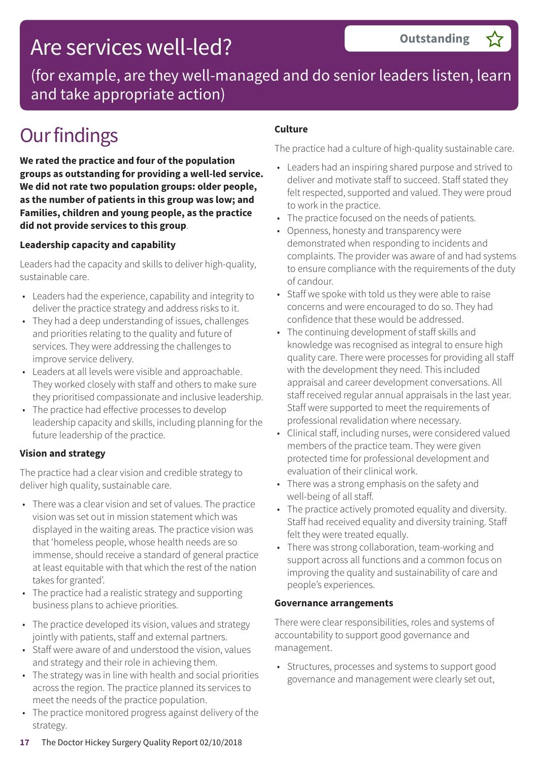# Are services well-led?

**Outstanding** ☆

(for example, are they well-managed and do senior leaders listen, learn and take appropriate action)

## Our findings

**We rated the practice and four of the population groups as outstanding for providing a well-led service. We did not rate two population groups: older people, as the number of patients in this group was low; and Families, children and young people, as the practice did not provide services to this group**.

### Leadership capacity and capability

Leaders had the capacity and skills to deliver high-quality, sustainable care.

- Leaders had the experience, capability and integrity to deliver the practice strategy and address risks to it.
- They had a deep understanding of issues, challenges and priorities relating to the quality and future of services. They were addressing the challenges to improve service delivery.
- Leaders at all levels were visible and approachable. They worked closely with staff and others to make sure they prioritised compassionate and inclusive leadership.
- The practice had effective processes to develop leadership capacity and skills, including planning for the future leadership of the practice.

### Vision and strategy

The practice had a clear vision and credible strategy to deliver high quality, sustainable care.

- There was a clear vision and set of values. The practice vision was set out in mission statement which was displayed in the waiting areas. The practice vision was that 'homeless people, whose health needs are so immense, should receive a standard of general practice at least equitable with that which the rest of the nation takes for granted'.
- The practice had a realistic strategy and supporting business plans to achieve priorities.
- The practice developed its vision, values and strategy jointly with patients, staff and external partners.
- Staff were aware of and understood the vision, values and strategy and their role in achieving them.
- The strategy was in line with health and social priorities across the region. The practice planned its services to meet the needs of the practice population.
- The practice monitored progress against delivery of the strategy.

### Culture

The practice had a culture of high-quality sustainable care.

- Leaders had an inspiring shared purpose and strived to deliver and motivate staff to succeed. Staff stated they felt respected, supported and valued. They were proud to work in the practice.
- The practice focused on the needs of patients.
- Openness, honesty and transparency were demonstrated when responding to incidents and complaints. The provider was aware of and had systems to ensure compliance with the requirements of the duty of candour.
- Staff we spoke with told us they were able to raise concerns and were encouraged to do so. They had confidence that these would be addressed.
- The continuing development of staff skills and knowledge was recognised as integral to ensure high quality care. There were processes for providing all staff with the development they need. This included appraisal and career development conversations. All staff received regular annual appraisals in the last year. Staff were supported to meet the requirements of professional revalidation where necessary.
- Clinical staff, including nurses, were considered valued members of the practice team. They were given protected time for professional development and evaluation of their clinical work.
- There was a strong emphasis on the safety and well-being of all staff.
- The practice actively promoted equality and diversity. Staff had received equality and diversity training. Staff felt they were treated equally.
- There was strong collaboration, team-working and support across all functions and a common focus on improving the quality and sustainability of care and people's experiences.

### Governance arrangements

There were clear responsibilities, roles and systems of accountability to support good governance and management.

- Structures, processes and systems to support good governance and management were clearly set out,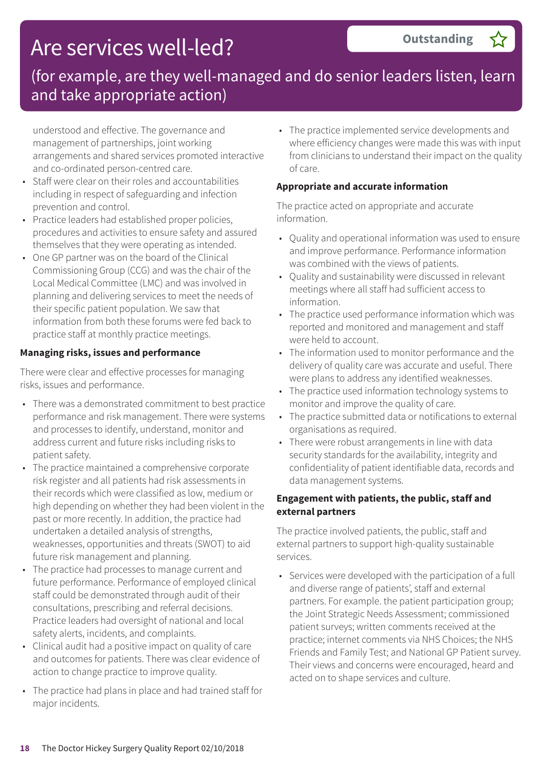# Are services well-led?

**Outstanding** ☆

## (for example, are they well-managed and do senior leaders listen, learn and take appropriate action)

understood and effective. The governance and management of partnerships, joint working arrangements and shared services promoted interactive and co-ordinated person-centred care.

- Staff were clear on their roles and accountabilities including in respect of safeguarding and infection prevention and control.
- Practice leaders had established proper policies, procedures and activities to ensure safety and assured themselves that they were operating as intended.
- One GP partner was on the board of the Clinical Commissioning Group (CCG) and was the chair of the Local Medical Committee (LMC) and was involved in planning and delivering services to meet the needs of their specific patient population. We saw that information from both these forums were fed back to practice staff at monthly practice meetings.

**Managing risks, issues and performance**

There were clear and effective processes for managing risks, issues and performance.

- There was a demonstrated commitment to best practice performance and risk management. There were systems and processes to identify, understand, monitor and address current and future risks including risks to patient safety.
- The practice maintained a comprehensive corporate risk register and all patients had risk assessments in their records which were classified as low, medium or high depending on whether they had been violent in the past or more recently. In addition, the practice had undertaken a detailed analysis of strengths, weaknesses, opportunities and threats (SWOT) to aid future risk management and planning.
- The practice had processes to manage current and future performance. Performance of employed clinical staff could be demonstrated through audit of their consultations, prescribing and referral decisions. Practice leaders had oversight of national and local safety alerts, incidents, and complaints.
- Clinical audit had a positive impact on quality of care and outcomes for patients. There was clear evidence of action to change practice to improve quality.
- The practice had plans in place and had trained staff for major incidents.
- The practice implemented service developments and where efficiency changes were made this was with input from clinicians to understand their impact on the quality of care.

**Appropriate and accurate information**

The practice acted on appropriate and accurate information.

- Quality and operational information was used to ensure and improve performance. Performance information was combined with the views of patients.
- Quality and sustainability were discussed in relevant meetings where all staff had sufficient access to information.
- The practice used performance information which was reported and monitored and management and staff were held to account.
- The information used to monitor performance and the delivery of quality care was accurate and useful. There were plans to address any identified weaknesses.
- The practice used information technology systems to monitor and improve the quality of care.
- The practice submitted data or notifications to external organisations as required.
- There were robust arrangements in line with data security standards for the availability, integrity and confidentiality of patient identifiable data, records and data management systems.

**Engagement with patients, the public, staff and external partners**

The practice involved patients, the public, staff and external partners to support high-quality sustainable services.

- Services were developed with the participation of a full and diverse range of patients', staff and external partners. For example. the patient participation group; the Joint Strategic Needs Assessment; commissioned patient surveys; written comments received at the practice; internet comments via NHS Choices; the NHS Friends and Family Test; and National GP Patient survey. Their views and concerns were encouraged, heard and acted on to shape services and culture.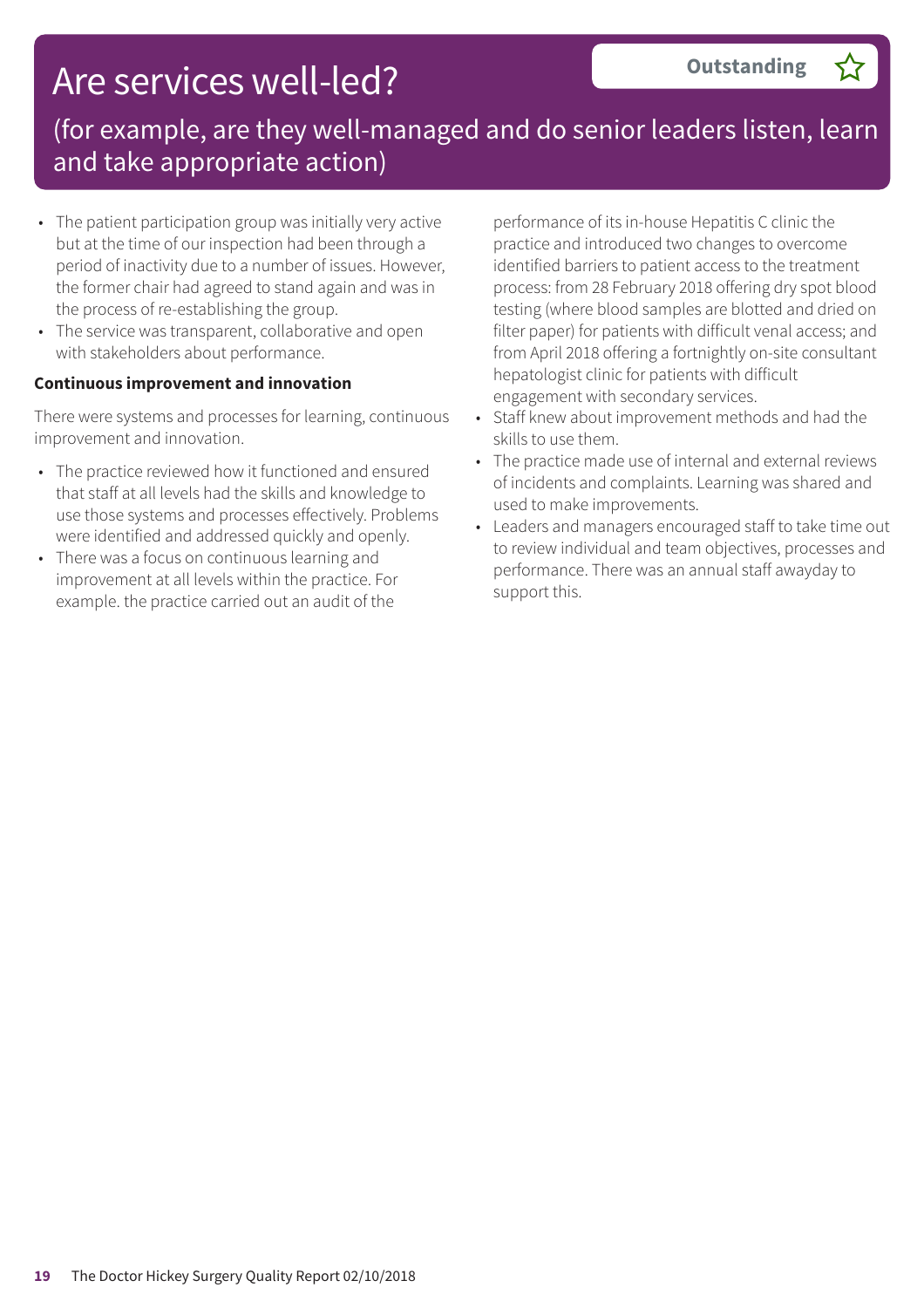# Are services well-led?

**Outstanding** ☆

(for example, are they well-managed and do senior leaders listen, learn and take appropriate action)

- The patient participation group was initially very active but at the time of our inspection had been through a period of inactivity due to a number of issues. However, the former chair had agreed to stand again and was in the process of re-establishing the group.
- The service was transparent, collaborative and open with stakeholders about performance.

**Continuous improvement and innovation**

There were systems and processes for learning, continuous improvement and innovation.

- The practice reviewed how it functioned and ensured that staff at all levels had the skills and knowledge to use those systems and processes effectively. Problems were identified and addressed quickly and openly.
- There was a focus on continuous learning and improvement at all levels within the practice. For example. the practice carried out an audit of the performance of its in-house Hepatitis C clinic the practice and introduced two changes to overcome identified barriers to patient access to the treatment process: from 28 February 2018 offering dry spot blood testing (where blood samples are blotted and dried on filter paper) for patients with difficult venal access; and from April 2018 offering a fortnightly on-site consultant hepatologist clinic for patients with difficult engagement with secondary services.
- Staff knew about improvement methods and had the skills to use them.
- The practice made use of internal and external reviews of incidents and complaints. Learning was shared and used to make improvements.
- Leaders and managers encouraged staff to take time out to review individual and team objectives, processes and performance. There was an annual staff awayday to support this.